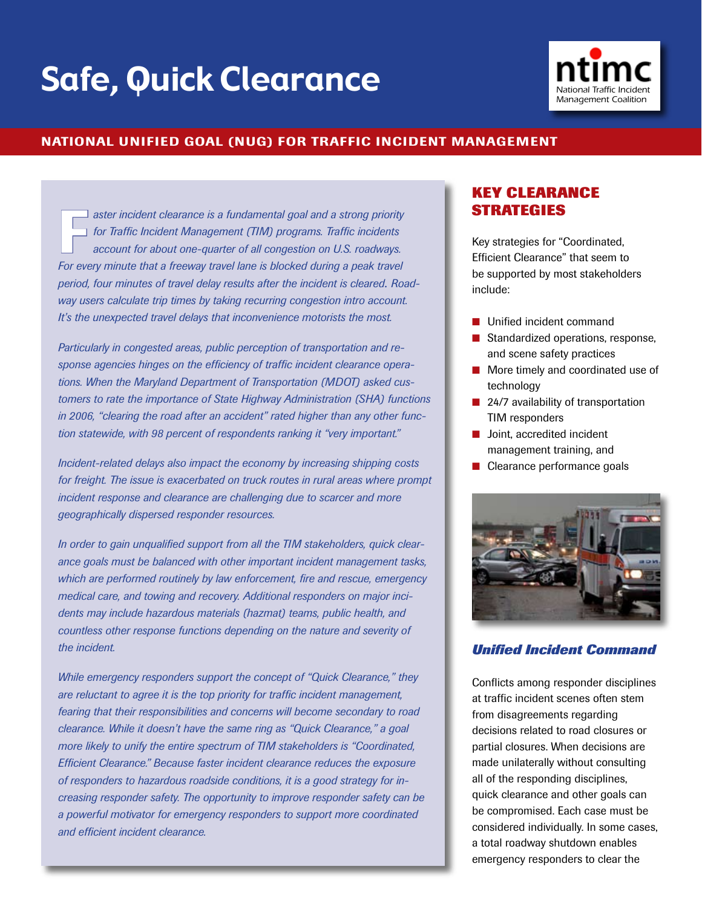# Safe, Quick Clearance

ntimc
National Traffic Incident Management Coalition

## NATIONAL UNIFIED GOAL (NUG) FOR TRAFFIC INCIDENT MANAGEMENT

*Faster incident clearance is a fundamental goal and a strong priority for Traffic Incident Management (TIM) programs. Traffic incidents account for about one-quarter of all congestion on U.S. roadways. For every minute that a freeway travel lane is blocked during a peak travel period, four minutes of travel delay results after the incident is cleared. Roadway users calculate trip times by taking recurring congestion intro account. It's the unexpected travel delays that inconvenience motorists the most.*

*Particularly in congested areas, public perception of transportation and response agencies hinges on the efficiency of traffic incident clearance operations. When the Maryland Department of Transportation (MDOT) asked customers to rate the importance of State Highway Administration (SHA) functions in 2006, "clearing the road after an accident" rated higher than any other function statewide, with 98 percent of respondents ranking it "very important."*

*Incident-related delays also impact the economy by increasing shipping costs for freight. The issue is exacerbated on truck routes in rural areas where prompt incident response and clearance are challenging due to scarcer and more geographically dispersed responder resources.*

*In order to gain unqualified support from all the TIM stakeholders, quick clearance goals must be balanced with other important incident management tasks, which are performed routinely by law enforcement, fire and rescue, emergency medical care, and towing and recovery. Additional responders on major incidents may include hazardous materials (hazmat) teams, public health, and countless other response functions depending on the nature and severity of the incident.*

*While emergency responders support the concept of "Quick Clearance," they are reluctant to agree it is the top priority for traffic incident management, fearing that their responsibilities and concerns will become secondary to road clearance. While it doesn't have the same ring as "Quick Clearance," a goal more likely to unify the entire spectrum of TIM stakeholders is "Coordinated, Efficient Clearance." Because faster incident clearance reduces the exposure of responders to hazardous roadside conditions, it is a good strategy for increasing responder safety. The opportunity to improve responder safety can be a powerful motivator for emergency responders to support more coordinated and efficient incident clearance.*

## KEY CLEARANCE STRATEGIES

Key strategies for "Coordinated, Efficient Clearance" that seem to be supported by most stakeholders include:

- Unified incident command
- Standardized operations, response, and scene safety practices
- More timely and coordinated use of technology
- 24/7 availability of transportation TIM responders
- Joint, accredited incident management training, and
- Clearance performance goals

### *Unified Incident Command*

Conflicts among responder disciplines at traffic incident scenes often stem from disagreements regarding decisions related to road closures or partial closures. When decisions are made unilaterally without consulting all of the responding disciplines, quick clearance and other goals can be compromised. Each case must be considered individually. In some cases, a total roadway shutdown enables emergency responders to clear the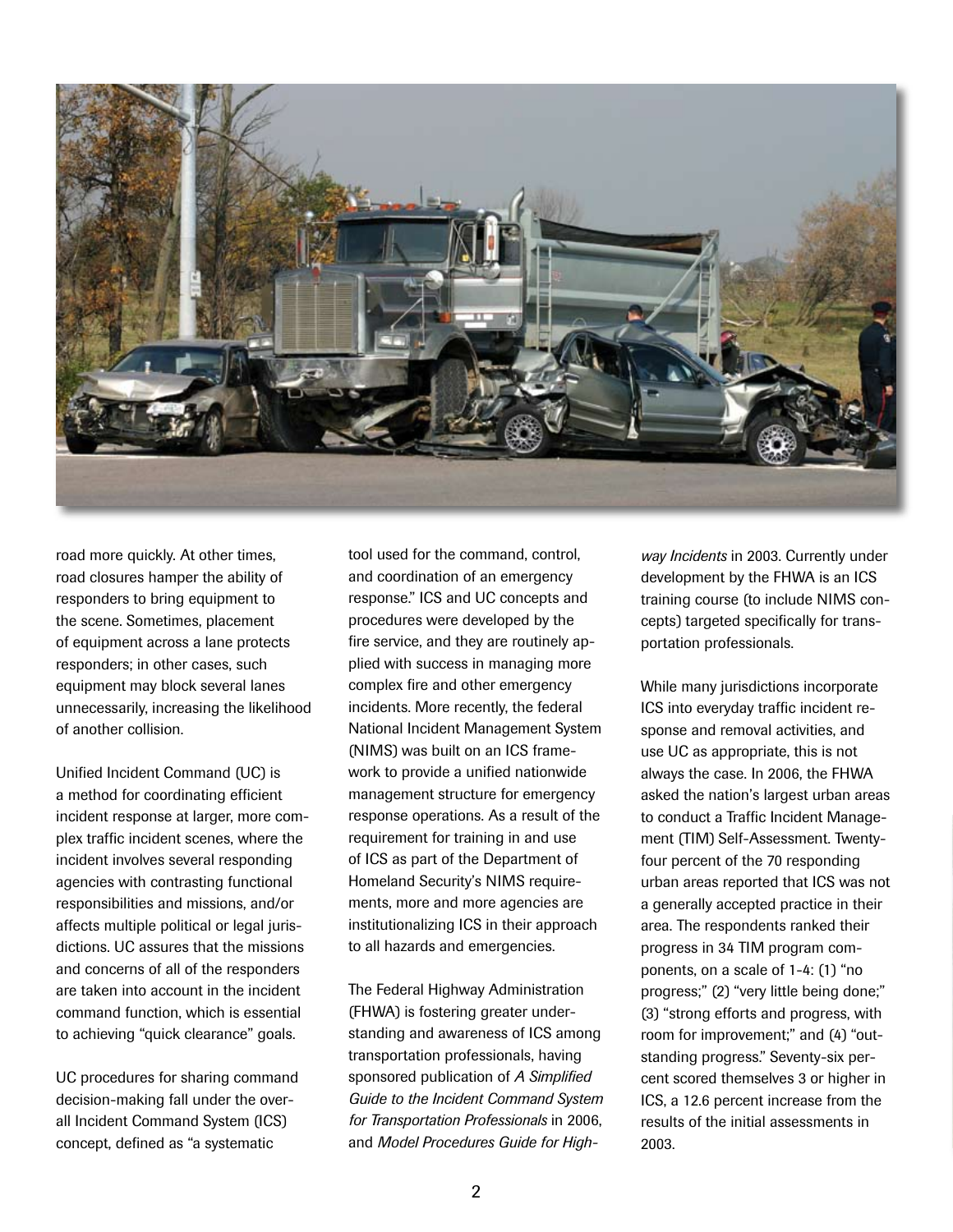road more quickly. At other times, road closures hamper the ability of responders to bring equipment to the scene. Sometimes, placement of equipment across a lane protects responders; in other cases, such equipment may block several lanes unnecessarily, increasing the likelihood of another collision.

Unified Incident Command (UC) is a method for coordinating efficient incident response at larger, more complex traffic incident scenes, where the incident involves several responding agencies with contrasting functional responsibilities and missions, and/or affects multiple political or legal jurisdictions. UC assures that the missions and concerns of all of the responders are taken into account in the incident command function, which is essential to achieving "quick clearance" goals.

UC procedures for sharing command decision-making fall under the overall Incident Command System (ICS) concept, defined as "a systematic tool used for the command, control, and coordination of an emergency response." ICS and UC concepts and procedures were developed by the fire service, and they are routinely applied with success in managing more complex fire and other emergency incidents. More recently, the federal National Incident Management System (NIMS) was built on an ICS framework to provide a unified nationwide management structure for emergency response operations. As a result of the requirement for training in and use of ICS as part of the Department of Homeland Security's NIMS requirements, more and more agencies are institutionalizing ICS in their approach to all hazards and emergencies.

The Federal Highway Administration (FHWA) is fostering greater understanding and awareness of ICS among transportation professionals, having sponsored publication of *A Simplified Guide to the Incident Command System for Transportation Professionals* in 2006, and *Model Procedures Guide for Highway Incidents* in 2003. Currently under development by the FHWA is an ICS training course (to include NIMS concepts) targeted specifically for transportation professionals.

While many jurisdictions incorporate ICS into everyday traffic incident response and removal activities, and use UC as appropriate, this is not always the case. In 2006, the FHWA asked the nation's largest urban areas to conduct a Traffic Incident Management (TIM) Self-Assessment. Twenty-four percent of the 70 responding urban areas reported that ICS was not a generally accepted practice in their area. The respondents ranked their progress in 34 TIM program components, on a scale of 1-4: (1) "no progress;" (2) "very little being done;" (3) "strong efforts and progress, with room for improvement;" and (4) "outstanding progress." Seventy-six percent scored themselves 3 or higher in ICS, a 12.6 percent increase from the results of the initial assessments in 2003.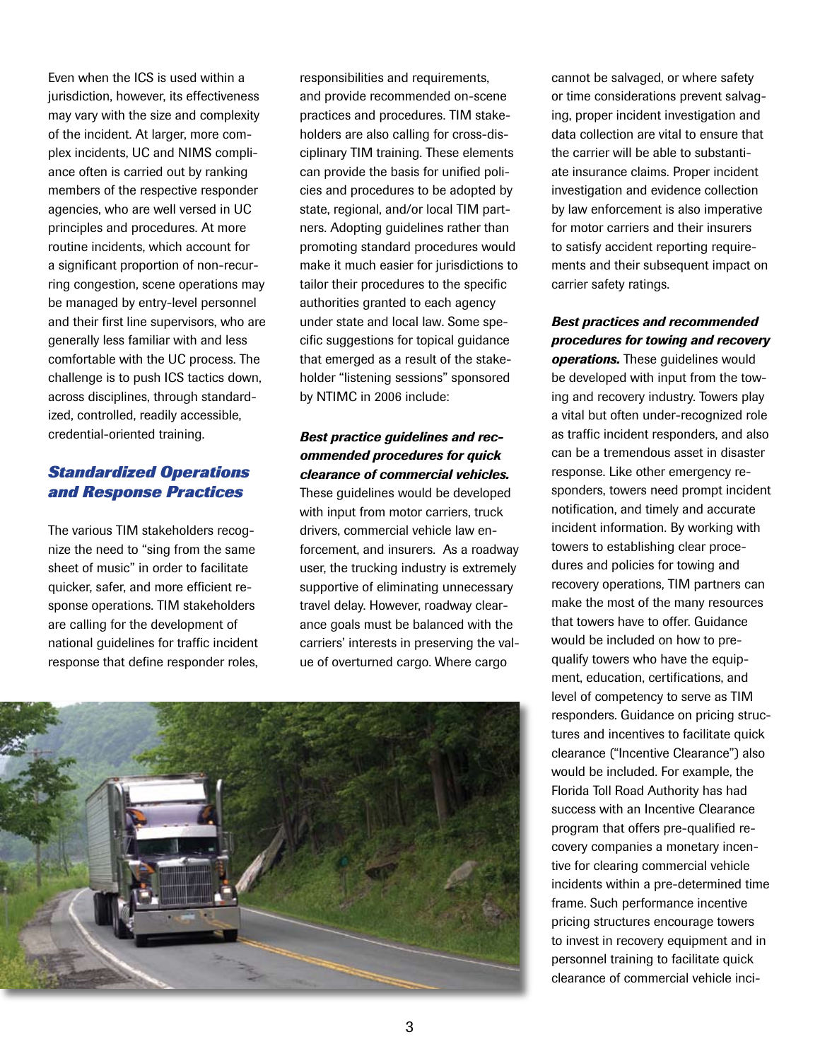Even when the ICS is used within a jurisdiction, however, its effectiveness may vary with the size and complexity of the incident. At larger, more complex incidents, UC and NIMS compliance often is carried out by ranking members of the respective responder agencies, who are well versed in UC principles and procedures. At more routine incidents, which account for a significant proportion of non-recurring congestion, scene operations may be managed by entry-level personnel and their first line supervisors, who are generally less familiar with and less comfortable with the UC process. The challenge is to push ICS tactics down, across disciplines, through standardized, controlled, readily accessible, credential-oriented training.

## Standardized Operations and Response Practices

The various TIM stakeholders recognize the need to "sing from the same sheet of music" in order to facilitate quicker, safer, and more efficient response operations. TIM stakeholders are calling for the development of national guidelines for traffic incident response that define responder roles, responsibilities and requirements, and provide recommended on-scene practices and procedures. TIM stakeholders are also calling for cross-disciplinary TIM training. These elements can provide the basis for unified policies and procedures to be adopted by state, regional, and/or local TIM partners. Adopting guidelines rather than promoting standard procedures would make it much easier for jurisdictions to tailor their procedures to the specific authorities granted to each agency under state and local law. Some specific suggestions for topical guidance that emerged as a result of the stakeholder "listening sessions" sponsored by NTIMC in 2006 include:

***Best practice guidelines and recommended procedures for quick clearance of commercial vehicles.*** These guidelines would be developed with input from motor carriers, truck drivers, commercial vehicle law enforcement, and insurers. As a roadway user, the trucking industry is extremely supportive of eliminating unnecessary travel delay. However, roadway clearance goals must be balanced with the carriers' interests in preserving the value of overturned cargo. Where cargo cannot be salvaged, or where safety or time considerations prevent salvaging, proper incident investigation and data collection are vital to ensure that the carrier will be able to substantiate insurance claims. Proper incident investigation and evidence collection by law enforcement is also imperative for motor carriers and their insurers to satisfy accident reporting requirements and their subsequent impact on carrier safety ratings.

***Best practices and recommended procedures for towing and recovery operations.*** These guidelines would be developed with input from the towing and recovery industry. Towers play a vital but often under-recognized role as traffic incident responders, and also can be a tremendous asset in disaster response. Like other emergency responders, towers need prompt incident notification, and timely and accurate incident information. By working with towers to establishing clear procedures and policies for towing and recovery operations, TIM partners can make the most of the many resources that towers have to offer. Guidance would be included on how to prequalify towers who have the equipment, education, certifications, and level of competency to serve as TIM responders. Guidance on pricing structures and incentives to facilitate quick clearance ("Incentive Clearance") also would be included. For example, the Florida Toll Road Authority has had success with an Incentive Clearance program that offers pre-qualified recovery companies a monetary incentive for clearing commercial vehicle incidents within a pre-determined time frame. Such performance incentive pricing structures encourage towers to invest in recovery equipment and in personnel training to facilitate quick clearance of commercial vehicle inci-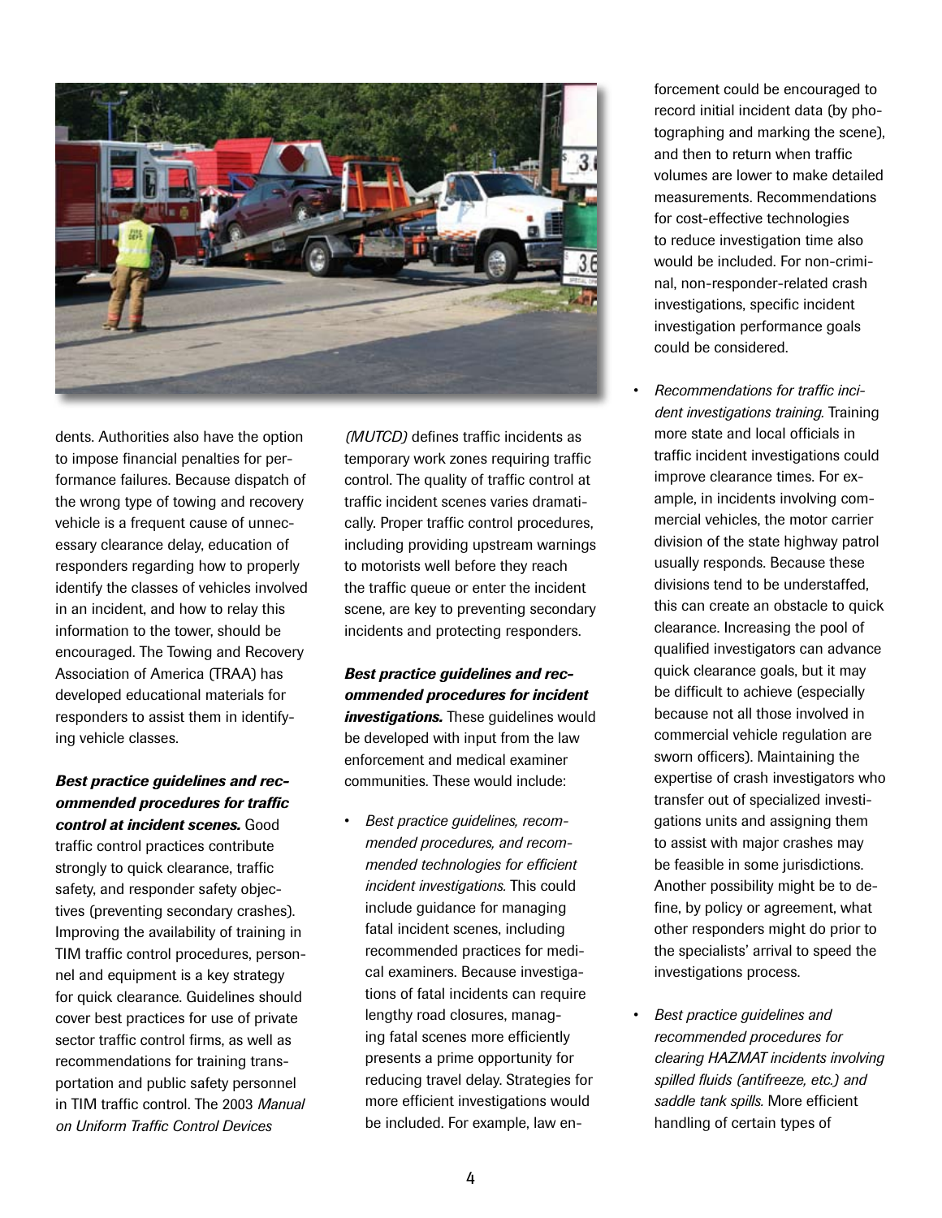dents. Authorities also have the option to impose financial penalties for performance failures. Because dispatch of the wrong type of towing and recovery vehicle is a frequent cause of unnecessary clearance delay, education of responders regarding how to properly identify the classes of vehicles involved in an incident, and how to relay this information to the tower, should be encouraged. The Towing and Recovery Association of America (TRAA) has developed educational materials for responders to assist them in identifying vehicle classes.

***Best practice guidelines and recommended procedures for traffic control at incident scenes.*** Good traffic control practices contribute strongly to quick clearance, traffic safety, and responder safety objectives (preventing secondary crashes). Improving the availability of training in TIM traffic control procedures, personnel and equipment is a key strategy for quick clearance. Guidelines should cover best practices for use of private sector traffic control firms, as well as recommendations for training transportation and public safety personnel in TIM traffic control. The 2003 *Manual on Uniform Traffic Control Devices (MUTCD)* defines traffic incidents as temporary work zones requiring traffic control. The quality of traffic control at traffic incident scenes varies dramatically. Proper traffic control procedures, including providing upstream warnings to motorists well before they reach the traffic queue or enter the incident scene, are key to preventing secondary incidents and protecting responders.

***Best practice guidelines and recommended procedures for incident investigations.*** These guidelines would be developed with input from the law enforcement and medical examiner communities. These would include:

- *Best practice guidelines, recommended procedures, and recommended technologies for efficient incident investigations.* This could include guidance for managing fatal incident scenes, including recommended practices for medical examiners. Because investigations of fatal incidents can require lengthy road closures, managing fatal scenes more efficiently presents a prime opportunity for reducing travel delay. Strategies for more efficient investigations would be included. For example, law enforcement could be encouraged to record initial incident data (by photographing and marking the scene), and then to return when traffic volumes are lower to make detailed measurements. Recommendations for cost-effective technologies to reduce investigation time also would be included. For non-criminal, non-responder-related crash investigations, specific incident investigation performance goals could be considered.

- *Recommendations for traffic incident investigations training.* Training more state and local officials in traffic incident investigations could improve clearance times. For example, in incidents involving commercial vehicles, the motor carrier division of the state highway patrol usually responds. Because these divisions tend to be understaffed, this can create an obstacle to quick clearance. Increasing the pool of qualified investigators can advance quick clearance goals, but it may be difficult to achieve (especially because not all those involved in commercial vehicle regulation are sworn officers). Maintaining the expertise of crash investigators who transfer out of specialized investigations units and assigning them to assist with major crashes may be feasible in some jurisdictions. Another possibility might be to define, by policy or agreement, what other responders might do prior to the specialists' arrival to speed the investigations process.

- *Best practice guidelines and recommended procedures for clearing HAZMAT incidents involving spilled fluids (antifreeze, etc.) and saddle tank spills.* More efficient handling of certain types of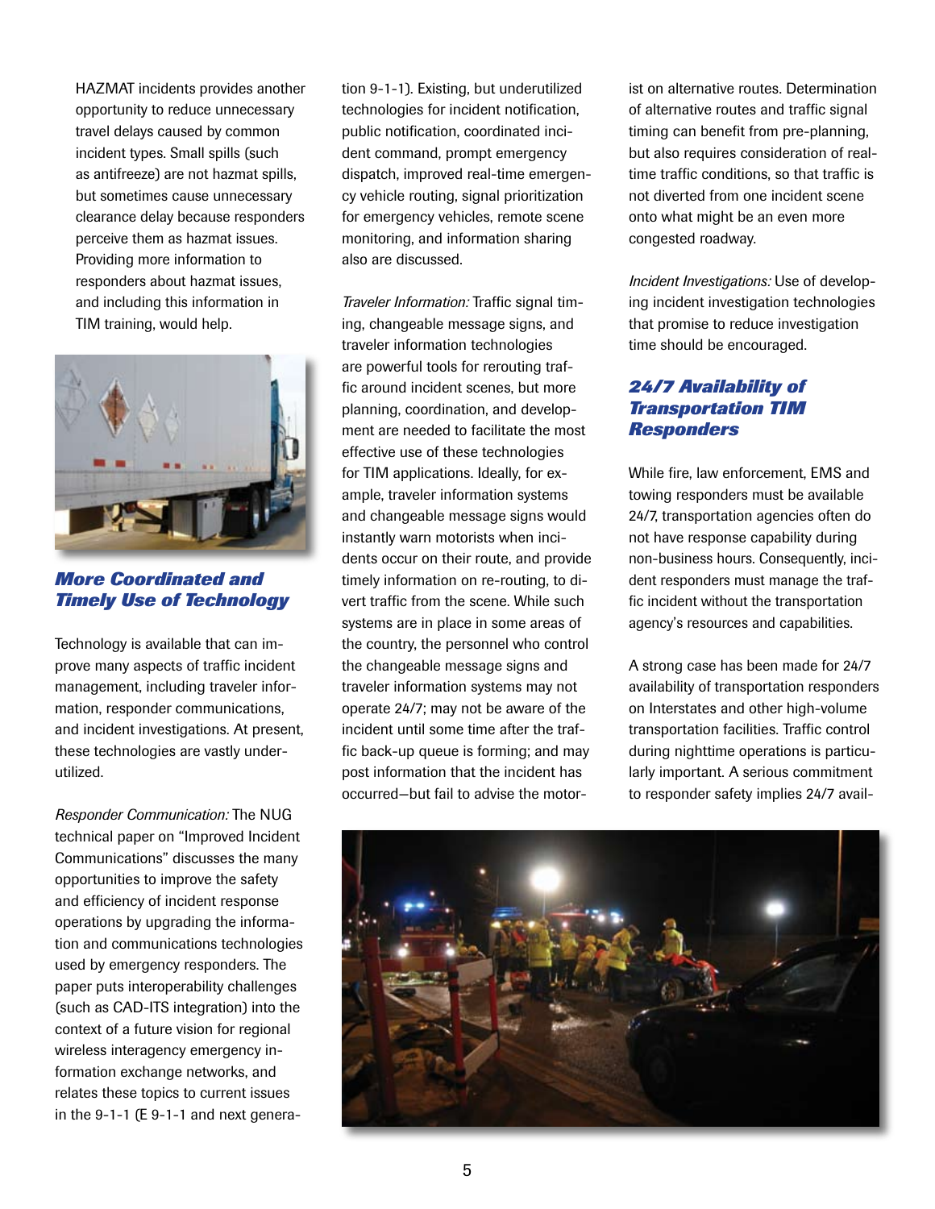HAZMAT incidents provides another opportunity to reduce unnecessary travel delays caused by common incident types. Small spills (such as antifreeze) are not hazmat spills, but sometimes cause unnecessary clearance delay because responders perceive them as hazmat issues. Providing more information to responders about hazmat issues, and including this information in TIM training, would help.

### More Coordinated and Timely Use of Technology

Technology is available that can improve many aspects of traffic incident management, including traveler information, responder communications, and incident investigations. At present, these technologies are vastly underutilized.

*Responder Communication:* The NUG technical paper on "Improved Incident Communications" discusses the many opportunities to improve the safety and efficiency of incident response operations by upgrading the information and communications technologies used by emergency responders. The paper puts interoperability challenges (such as CAD-ITS integration) into the context of a future vision for regional wireless interagency emergency information exchange networks, and relates these topics to current issues in the 9-1-1 (E 9-1-1 and next generation 9-1-1). Existing, but underutilized technologies for incident notification, public notification, coordinated incident command, prompt emergency dispatch, improved real-time emergency vehicle routing, signal prioritization for emergency vehicles, remote scene monitoring, and information sharing also are discussed.

*Traveler Information:* Traffic signal timing, changeable message signs, and traveler information technologies are powerful tools for rerouting traffic around incident scenes, but more planning, coordination, and development are needed to facilitate the most effective use of these technologies for TIM applications. Ideally, for example, traveler information systems and changeable message signs would instantly warn motorists when incidents occur on their route, and provide timely information on re-routing, to divert traffic from the scene. While such systems are in place in some areas of the country, the personnel who control the changeable message signs and traveler information systems may not operate 24/7; may not be aware of the incident until some time after the traffic back-up queue is forming; and may post information that the incident has occurred—but fail to advise the motorist on alternative routes. Determination of alternative routes and traffic signal timing can benefit from pre-planning, but also requires consideration of real-time traffic conditions, so that traffic is not diverted from one incident scene onto what might be an even more congested roadway.

*Incident Investigations:* Use of developing incident investigation technologies that promise to reduce investigation time should be encouraged.

### 24/7 Availability of Transportation TIM Responders

While fire, law enforcement, EMS and towing responders must be available 24/7, transportation agencies often do not have response capability during non-business hours. Consequently, incident responders must manage the traffic incident without the transportation agency's resources and capabilities.

A strong case has been made for 24/7 availability of transportation responders on Interstates and other high-volume transportation facilities. Traffic control during nighttime operations is particularly important. A serious commitment to responder safety implies 24/7 avail-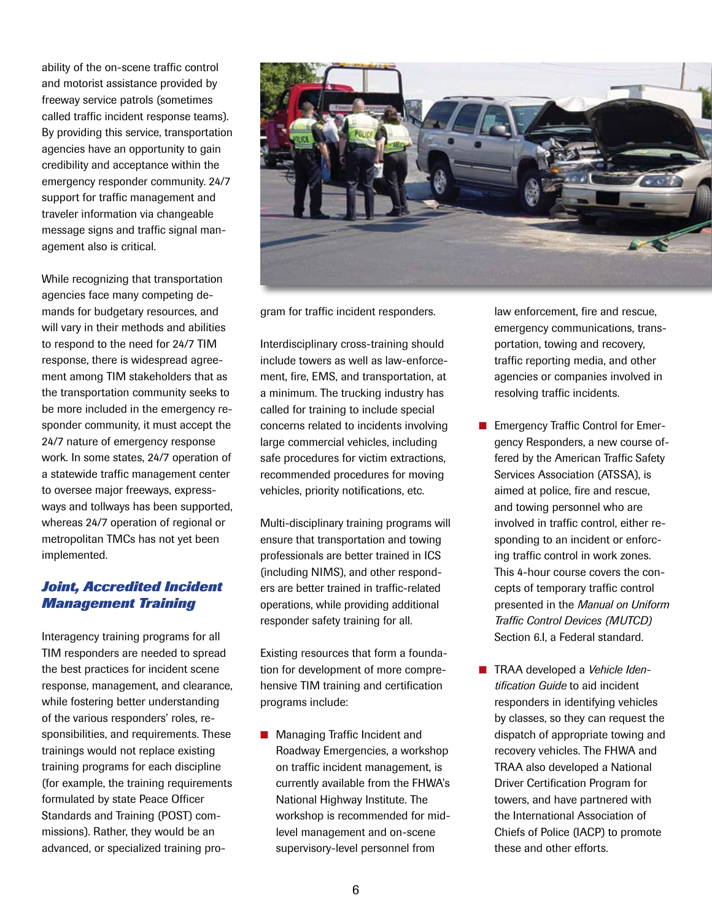ability of the on-scene traffic control and motorist assistance provided by freeway service patrols (sometimes called traffic incident response teams). By providing this service, transportation agencies have an opportunity to gain credibility and acceptance within the emergency responder community. 24/7 support for traffic management and traveler information via changeable message signs and traffic signal management also is critical.

While recognizing that transportation agencies face many competing demands for budgetary resources, and will vary in their methods and abilities to respond to the need for 24/7 TIM response, there is widespread agreement among TIM stakeholders that as the transportation community seeks to be more included in the emergency responder community, it must accept the 24/7 nature of emergency response work. In some states, 24/7 operation of a statewide traffic management center to oversee major freeways, expressways and tollways has been supported, whereas 24/7 operation of regional or metropolitan TMCs has not yet been implemented.

### *Joint, Accredited Incident Management Training*

Interagency training programs for all TIM responders are needed to spread the best practices for incident scene response, management, and clearance, while fostering better understanding of the various responders' roles, responsibilities, and requirements. These trainings would not replace existing training programs for each discipline (for example, the training requirements formulated by state Peace Officer Standards and Training (POST) commissions). Rather, they would be an advanced, or specialized training program for traffic incident responders.

Interdisciplinary cross-training should include towers as well as law-enforcement, fire, EMS, and transportation, at a minimum. The trucking industry has called for training to include special concerns related to incidents involving large commercial vehicles, including safe procedures for victim extractions, recommended procedures for moving vehicles, priority notifications, etc.

Multi-disciplinary training programs will ensure that transportation and towing professionals are better trained in ICS (including NIMS), and other responders are better trained in traffic-related operations, while providing additional responder safety training for all.

Existing resources that form a foundation for development of more comprehensive TIM training and certification programs include:

- Managing Traffic Incident and Roadway Emergencies, a workshop on traffic incident management, is currently available from the FHWA's National Highway Institute. The workshop is recommended for mid-level management and on-scene supervisory-level personnel from law enforcement, fire and rescue, emergency communications, transportation, towing and recovery, traffic reporting media, and other agencies or companies involved in resolving traffic incidents.
- Emergency Traffic Control for Emergency Responders, a new course offered by the American Traffic Safety Services Association (ATSSA), is aimed at police, fire and rescue, and towing personnel who are involved in traffic control, either responding to an incident or enforcing traffic control in work zones. This 4-hour course covers the concepts of temporary traffic control presented in the *Manual on Uniform Traffic Control Devices (MUTCD)* Section 6.I, a Federal standard.
- TRAA developed a *Vehicle Identification Guide* to aid incident responders in identifying vehicles by classes, so they can request the dispatch of appropriate towing and recovery vehicles. The FHWA and TRAA also developed a National Driver Certification Program for towers, and have partnered with the International Association of Chiefs of Police (IACP) to promote these and other efforts.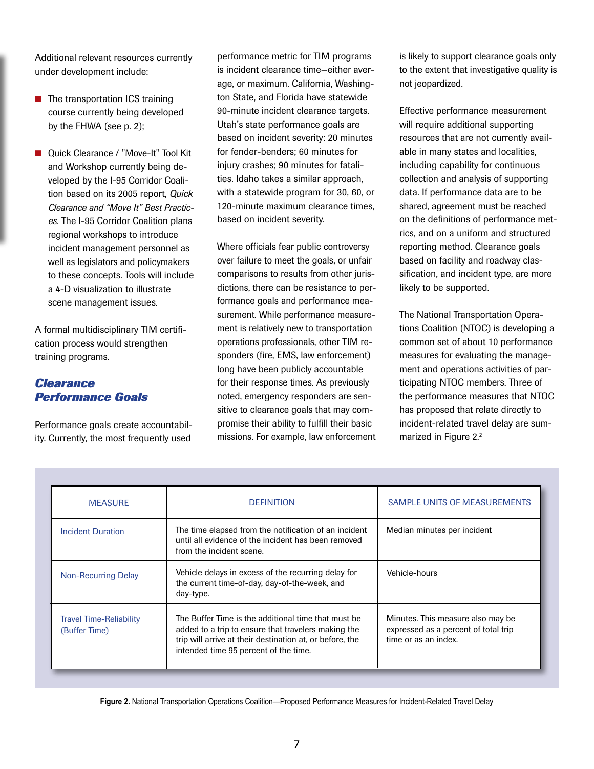Additional relevant resources currently under development include:

- The transportation ICS training course currently being developed by the FHWA (see p. 2);
- Quick Clearance / "Move-It" Tool Kit and Workshop currently being developed by the I-95 Corridor Coalition based on its 2005 report, *Quick Clearance and "Move It" Best Practices*. The I-95 Corridor Coalition plans regional workshops to introduce incident management personnel as well as legislators and policymakers to these concepts. Tools will include a 4-D visualization to illustrate scene management issues.

A formal multidisciplinary TIM certification process would strengthen training programs.

## *Clearance Performance Goals*

Performance goals create accountability. Currently, the most frequently used performance metric for TIM programs is incident clearance time—either average, or maximum. California, Washington State, and Florida have statewide 90-minute incident clearance targets. Utah's state performance goals are based on incident severity: 20 minutes for fender-benders; 60 minutes for injury crashes; 90 minutes for fatalities. Idaho takes a similar approach, with a statewide program for 30, 60, or 120-minute maximum clearance times, based on incident severity.

Where officials fear public controversy over failure to meet the goals, or unfair comparisons to results from other jurisdictions, there can be resistance to performance goals and performance measurement. While performance measurement is relatively new to transportation operations professionals, other TIM responders (fire, EMS, law enforcement) long have been publicly accountable for their response times. As previously noted, emergency responders are sensitive to clearance goals that may compromise their ability to fulfill their basic missions. For example, law enforcement is likely to support clearance goals only to the extent that investigative quality is not jeopardized.

Effective performance measurement will require additional supporting resources that are not currently available in many states and localities, including capability for continuous collection and analysis of supporting data. If performance data are to be shared, agreement must be reached on the definitions of performance metrics, and on a uniform and structured reporting method. Clearance goals based on facility and roadway classification, and incident type, are more likely to be supported.

The National Transportation Operations Coalition (NTOC) is developing a common set of about 10 performance measures for evaluating the management and operations activities of participating NTOC members. Three of the performance measures that NTOC has proposed that relate directly to incident-related travel delay are summarized in Figure 2.[2]

| MEASURE | DEFINITION | SAMPLE UNITS OF MEASUREMENTS |
|---|---|---|
| Incident Duration | The time elapsed from the notification of an incident until all evidence of the incident has been removed from the incident scene. | Median minutes per incident |
| Non-Recurring Delay | Vehicle delays in excess of the recurring delay for the current time-of-day, day-of-the-week, and day-type. | Vehicle-hours |
| Travel Time-Reliability (Buffer Time) | The Buffer Time is the additional time that must be added to a trip to ensure that travelers making the trip will arrive at their destination at, or before, the intended time 95 percent of the time. | Minutes. This measure also may be expressed as a percent of total trip time or as an index. |

**Figure 2.** National Transportation Operations Coalition—Proposed Performance Measures for Incident-Related Travel Delay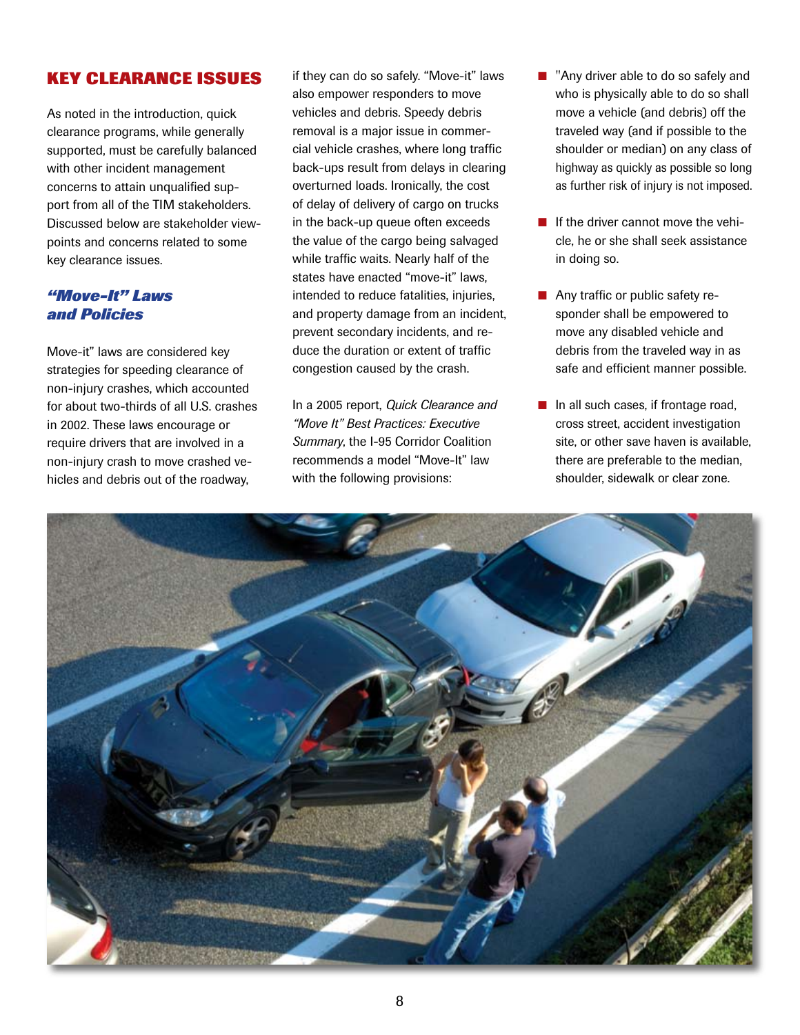## KEY CLEARANCE ISSUES

As noted in the introduction, quick clearance programs, while generally supported, must be carefully balanced with other incident management concerns to attain unqualified support from all of the TIM stakeholders. Discussed below are stakeholder viewpoints and concerns related to some key clearance issues.

### *"Move-It" Laws and Policies*

Move-it" laws are considered key strategies for speeding clearance of non-injury crashes, which accounted for about two-thirds of all U.S. crashes in 2002. These laws encourage or require drivers that are involved in a non-injury crash to move crashed vehicles and debris out of the roadway, if they can do so safely. "Move-it" laws also empower responders to move vehicles and debris. Speedy debris removal is a major issue in commercial vehicle crashes, where long traffic back-ups result from delays in clearing overturned loads. Ironically, the cost of delay of delivery of cargo on trucks in the back-up queue often exceeds the value of the cargo being salvaged while traffic waits. Nearly half of the states have enacted "move-it" laws, intended to reduce fatalities, injuries, and property damage from an incident, prevent secondary incidents, and reduce the duration or extent of traffic congestion caused by the crash.

In a 2005 report, *Quick Clearance and "Move It" Best Practices: Executive Summary*, the I-95 Corridor Coalition recommends a model "Move-It" law with the following provisions:

- "Any driver able to do so safely and who is physically able to do so shall move a vehicle (and debris) off the traveled way (and if possible to the shoulder or median) on any class of highway as quickly as possible so long as further risk of injury is not imposed.
- If the driver cannot move the vehicle, he or she shall seek assistance in doing so.
- Any traffic or public safety responder shall be empowered to move any disabled vehicle and debris from the traveled way in as safe and efficient manner possible.
- In all such cases, if frontage road, cross street, accident investigation site, or other save haven is available, there are preferable to the median, shoulder, sidewalk or clear zone.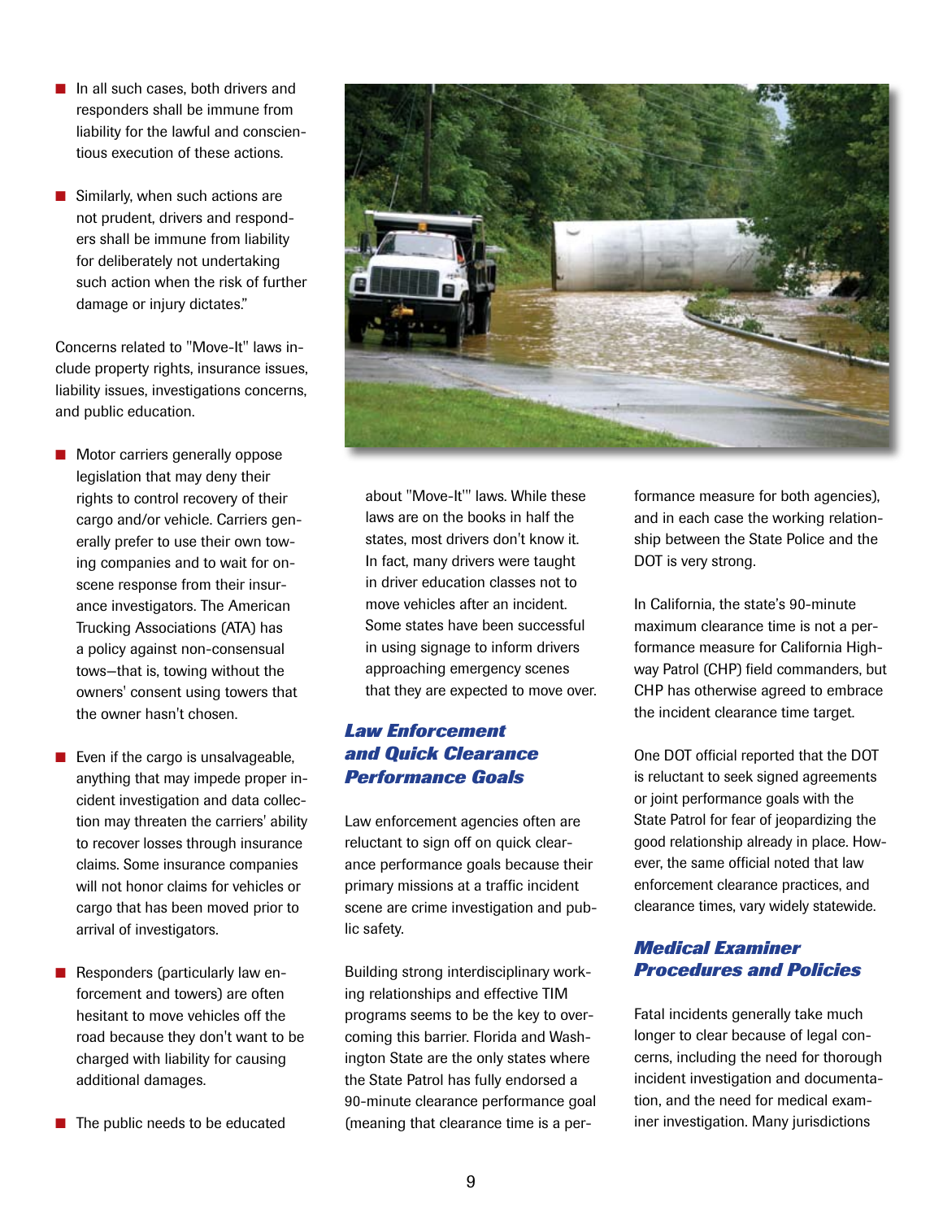- In all such cases, both drivers and responders shall be immune from liability for the lawful and conscientious execution of these actions.

- Similarly, when such actions are not prudent, drivers and responders shall be immune from liability for deliberately not undertaking such action when the risk of further damage or injury dictates."

Concerns related to "Move-It" laws include property rights, insurance issues, liability issues, investigations concerns, and public education.

- Motor carriers generally oppose legislation that may deny their rights to control recovery of their cargo and/or vehicle. Carriers generally prefer to use their own towing companies and to wait for on-scene response from their insurance investigators. The American Trucking Associations (ATA) has a policy against non-consensual tows—that is, towing without the owners' consent using towers that the owner hasn't chosen.

- Even if the cargo is unsalvageable, anything that may impede proper incident investigation and data collection may threaten the carriers' ability to recover losses through insurance claims. Some insurance companies will not honor claims for vehicles or cargo that has been moved prior to arrival of investigators.

- Responders (particularly law enforcement and towers) are often hesitant to move vehicles off the road because they don't want to be charged with liability for causing additional damages.

- The public needs to be educated about "Move-It'" laws. While these laws are on the books in half the states, most drivers don't know it. In fact, many drivers were taught in driver education classes not to move vehicles after an incident. Some states have been successful in using signage to inform drivers approaching emergency scenes that they are expected to move over.

### *Law Enforcement and Quick Clearance Performance Goals*

Law enforcement agencies often are reluctant to sign off on quick clearance performance goals because their primary missions at a traffic incident scene are crime investigation and public safety.

Building strong interdisciplinary working relationships and effective TIM programs seems to be the key to overcoming this barrier. Florida and Washington State are the only states where the State Patrol has fully endorsed a 90-minute clearance performance goal (meaning that clearance time is a performance measure for both agencies), and in each case the working relationship between the State Police and the DOT is very strong.

In California, the state's 90-minute maximum clearance time is not a performance measure for California Highway Patrol (CHP) field commanders, but CHP has otherwise agreed to embrace the incident clearance time target.

One DOT official reported that the DOT is reluctant to seek signed agreements or joint performance goals with the State Patrol for fear of jeopardizing the good relationship already in place. However, the same official noted that law enforcement clearance practices, and clearance times, vary widely statewide.

### *Medical Examiner Procedures and Policies*

Fatal incidents generally take much longer to clear because of legal concerns, including the need for thorough incident investigation and documentation, and the need for medical examiner investigation. Many jurisdictions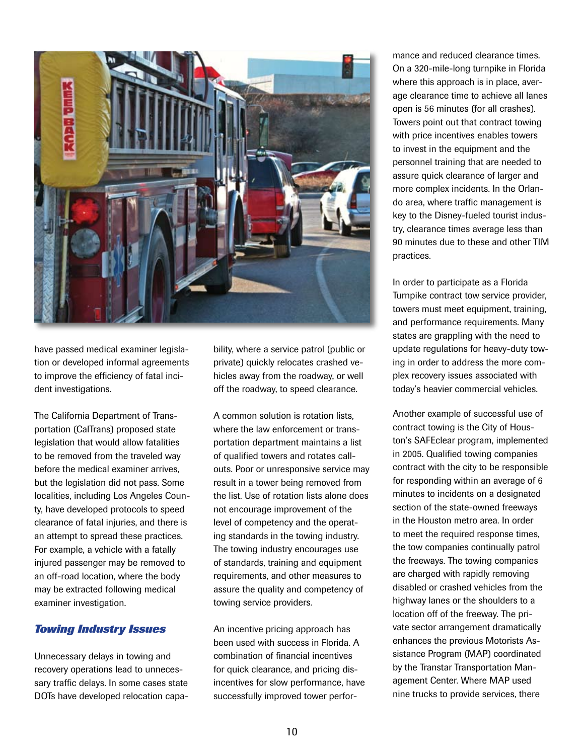have passed medical examiner legislation or developed informal agreements to improve the efficiency of fatal incident investigations.

The California Department of Transportation (CalTrans) proposed state legislation that would allow fatalities to be removed from the traveled way before the medical examiner arrives, but the legislation did not pass. Some localities, including Los Angeles County, have developed protocols to speed clearance of fatal injuries, and there is an attempt to spread these practices. For example, a vehicle with a fatally injured passenger may be removed to an off-road location, where the body may be extracted following medical examiner investigation.

### *Towing Industry Issues*

Unnecessary delays in towing and recovery operations lead to unnecessary traffic delays. In some cases state DOTs have developed relocation capability, where a service patrol (public or private) quickly relocates crashed vehicles away from the roadway, or well off the roadway, to speed clearance.

A common solution is rotation lists, where the law enforcement or transportation department maintains a list of qualified towers and rotates callouts. Poor or unresponsive service may result in a tower being removed from the list. Use of rotation lists alone does not encourage improvement of the level of competency and the operating standards in the towing industry. The towing industry encourages use of standards, training and equipment requirements, and other measures to assure the quality and competency of towing service providers.

An incentive pricing approach has been used with success in Florida. A combination of financial incentives for quick clearance, and pricing disincentives for slow performance, have successfully improved tower performance and reduced clearance times. On a 320-mile-long turnpike in Florida where this approach is in place, average clearance time to achieve all lanes open is 56 minutes (for all crashes). Towers point out that contract towing with price incentives enables towers to invest in the equipment and the personnel training that are needed to assure quick clearance of larger and more complex incidents. In the Orlando area, where traffic management is key to the Disney-fueled tourist industry, clearance times average less than 90 minutes due to these and other TIM practices.

In order to participate as a Florida Turnpike contract tow service provider, towers must meet equipment, training, and performance requirements. Many states are grappling with the need to update regulations for heavy-duty towing in order to address the more complex recovery issues associated with today's heavier commercial vehicles.

Another example of successful use of contract towing is the City of Houston's SAFEclear program, implemented in 2005. Qualified towing companies contract with the city to be responsible for responding within an average of 6 minutes to incidents on a designated section of the state-owned freeways in the Houston metro area. In order to meet the required response times, the tow companies continually patrol the freeways. The towing companies are charged with rapidly removing disabled or crashed vehicles from the highway lanes or the shoulders to a location off of the freeway. The private sector arrangement dramatically enhances the previous Motorists Assistance Program (MAP) coordinated by the Transtar Transportation Management Center. Where MAP used nine trucks to provide services, there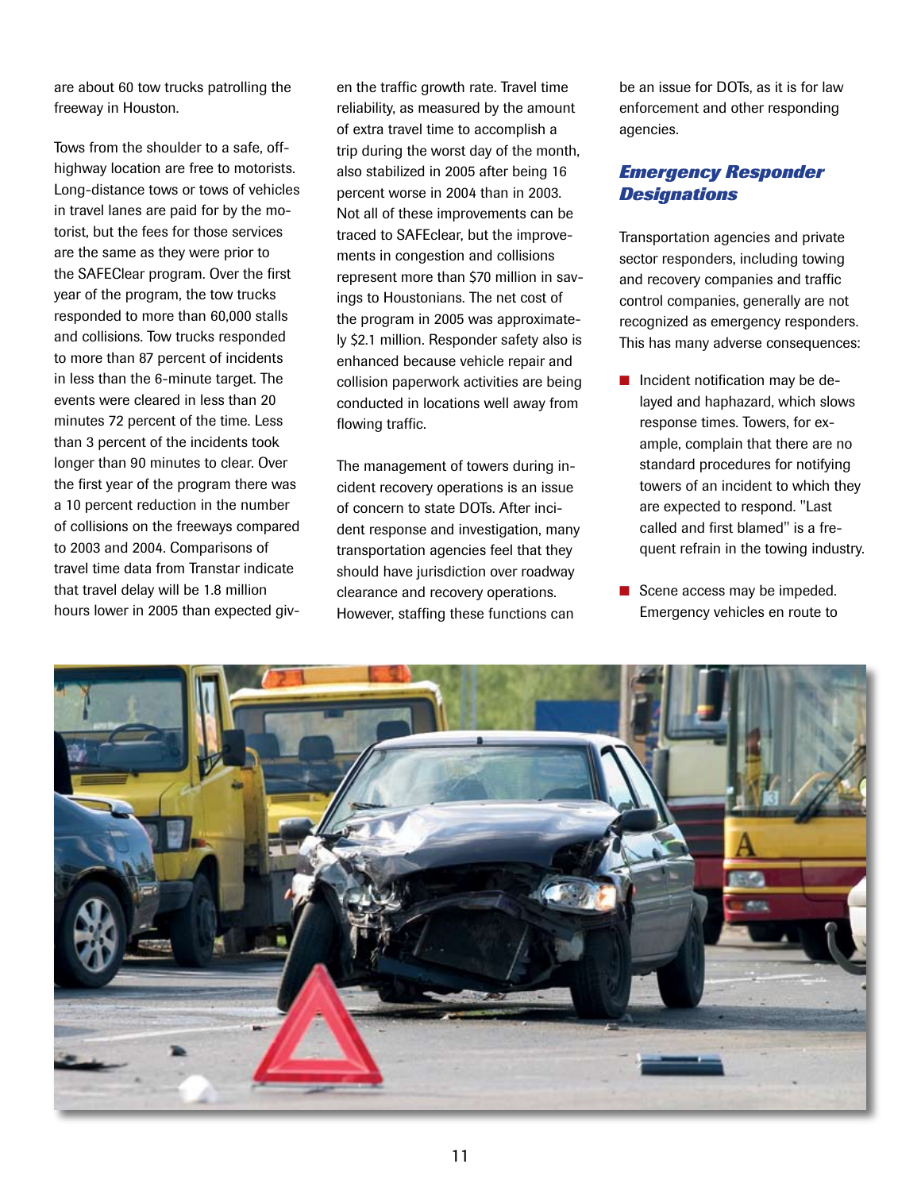are about 60 tow trucks patrolling the freeway in Houston.

Tows from the shoulder to a safe, off-highway location are free to motorists. Long-distance tows or tows of vehicles in travel lanes are paid for by the motorist, but the fees for those services are the same as they were prior to the SAFEClear program. Over the first year of the program, the tow trucks responded to more than 60,000 stalls and collisions. Tow trucks responded to more than 87 percent of incidents in less than the 6-minute target. The events were cleared in less than 20 minutes 72 percent of the time. Less than 3 percent of the incidents took longer than 90 minutes to clear. Over the first year of the program there was a 10 percent reduction in the number of collisions on the freeways compared to 2003 and 2004. Comparisons of travel time data from Transtar indicate that travel delay will be 1.8 million hours lower in 2005 than expected given the traffic growth rate. Travel time reliability, as measured by the amount of extra travel time to accomplish a trip during the worst day of the month, also stabilized in 2005 after being 16 percent worse in 2004 than in 2003. Not all of these improvements can be traced to SAFEclear, but the improvements in congestion and collisions represent more than $70 million in savings to Houstonians. The net cost of the program in 2005 was approximately $2.1 million. Responder safety also is enhanced because vehicle repair and collision paperwork activities are being conducted in locations well away from flowing traffic.

The management of towers during incident recovery operations is an issue of concern to state DOTs. After incident response and investigation, many transportation agencies feel that they should have jurisdiction over roadway clearance and recovery operations. However, staffing these functions can be an issue for DOTs, as it is for law enforcement and other responding agencies.

### *Emergency Responder Designations*

Transportation agencies and private sector responders, including towing and recovery companies and traffic control companies, generally are not recognized as emergency responders. This has many adverse consequences:

- Incident notification may be delayed and haphazard, which slows response times. Towers, for example, complain that there are no standard procedures for notifying towers of an incident to which they are expected to respond. "Last called and first blamed" is a frequent refrain in the towing industry.
- Scene access may be impeded. Emergency vehicles en route to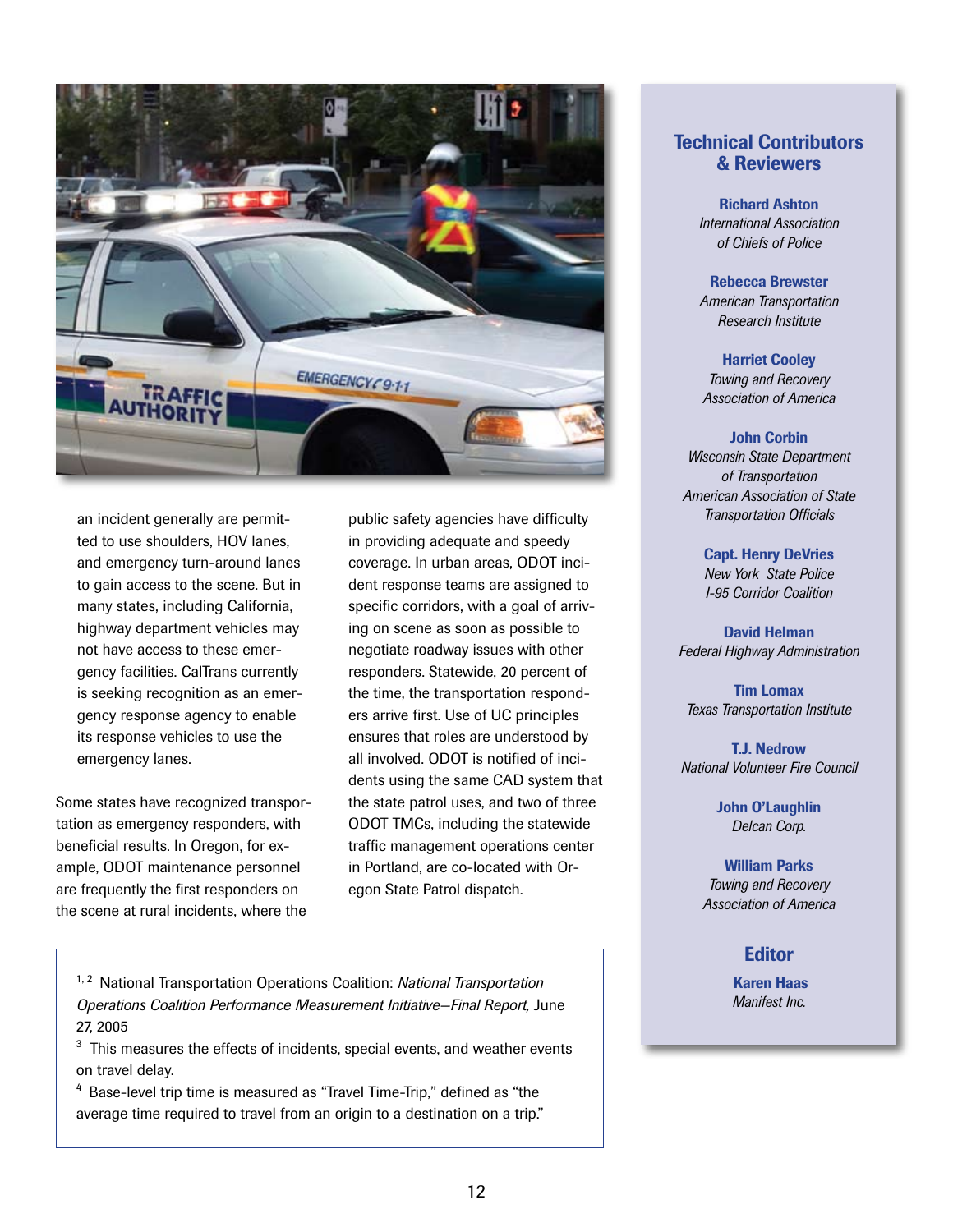an incident generally are permitted to use shoulders, HOV lanes, and emergency turn-around lanes to gain access to the scene. But in many states, including California, highway department vehicles may not have access to these emergency facilities. CalTrans currently is seeking recognition as an emergency response agency to enable its response vehicles to use the emergency lanes.

Some states have recognized transportation as emergency responders, with beneficial results. In Oregon, for example, ODOT maintenance personnel are frequently the first responders on the scene at rural incidents, where the public safety agencies have difficulty in providing adequate and speedy coverage. In urban areas, ODOT incident response teams are assigned to specific corridors, with a goal of arriving on scene as soon as possible to negotiate roadway issues with other responders. Statewide, 20 percent of the time, the transportation responders arrive first. Use of UC principles ensures that roles are understood by all involved. ODOT is notified of incidents using the same CAD system that the state patrol uses, and two of three ODOT TMCs, including the statewide traffic management operations center in Portland, are co-located with Oregon State Patrol dispatch.

[1, 2] National Transportation Operations Coalition: *National Transportation Operations Coalition Performance Measurement Initiative–Final Report,* June 27, 2005

[3] This measures the effects of incidents, special events, and weather events on travel delay.

[4] Base-level trip time is measured as "Travel Time-Trip," defined as "the average time required to travel from an origin to a destination on a trip."

## Technical Contributors & Reviewers

**Richard Ashton**
*International Association of Chiefs of Police*

**Rebecca Brewster**
*American Transportation Research Institute*

**Harriet Cooley**
*Towing and Recovery Association of America*

**John Corbin**
*Wisconsin State Department of Transportation*
*American Association of State Transportation Officials*

**Capt. Henry DeVries**
*New York State Police*
*I-95 Corridor Coalition*

**David Helman**
*Federal Highway Administration*

**Tim Lomax**
*Texas Transportation Institute*

**T.J. Nedrow**
*National Volunteer Fire Council*

**John O'Laughlin**
*Delcan Corp.*

**William Parks**
*Towing and Recovery Association of America*

## Editor

**Karen Haas**
*Manifest Inc.*